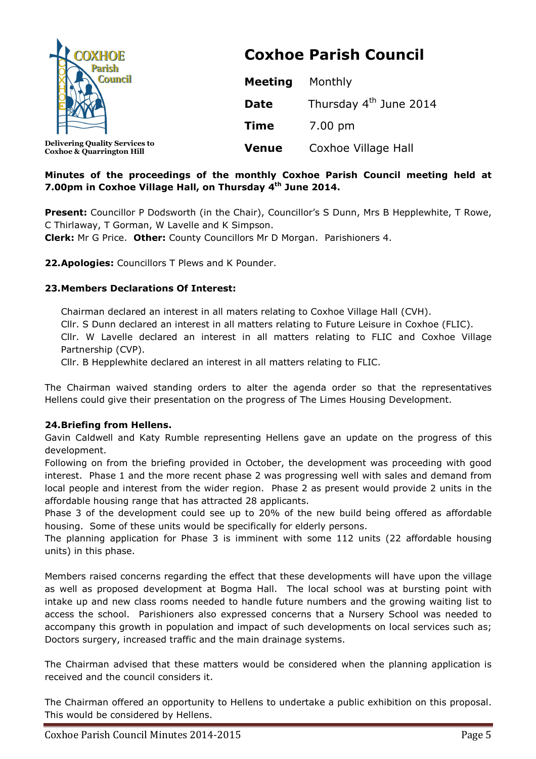Delivering Quality Services to Coxhoe & Quarrington Hill

# Coxhoe Parish Council

| | |
|---|---|
| **Meeting** | Monthly |
| **Date** | Thursday 4th June 2014 |
| **Time** | 7.00 pm |
| **Venue** | Coxhoe Village Hall |

**Minutes of the proceedings of the monthly Coxhoe Parish Council meeting held at 7.00pm in Coxhoe Village Hall, on Thursday 4th June 2014.**

**Present:** Councillor P Dodsworth (in the Chair), Councillor's S Dunn, Mrs B Hepplewhite, T Rowe, C Thirlaway, T Gorman, W Lavelle and K Simpson.
**Clerk:** Mr G Price. **Other:** County Councillors Mr D Morgan. Parishioners 4.

**22.Apologies:** Councillors T Plews and K Pounder.

**23.Members Declarations Of Interest:**

Chairman declared an interest in all maters relating to Coxhoe Village Hall (CVH).
Cllr. S Dunn declared an interest in all matters relating to Future Leisure in Coxhoe (FLIC).
Cllr. W Lavelle declared an interest in all matters relating to FLIC and Coxhoe Village Partnership (CVP).
Cllr. B Hepplewhite declared an interest in all matters relating to FLIC.

The Chairman waived standing orders to alter the agenda order so that the representatives Hellens could give their presentation on the progress of The Limes Housing Development.

**24.Briefing from Hellens.**
Gavin Caldwell and Katy Rumble representing Hellens gave an update on the progress of this development.
Following on from the briefing provided in October, the development was proceeding with good interest. Phase 1 and the more recent phase 2 was progressing well with sales and demand from local people and interest from the wider region. Phase 2 as present would provide 2 units in the affordable housing range that has attracted 28 applicants.
Phase 3 of the development could see up to 20% of the new build being offered as affordable housing. Some of these units would be specifically for elderly persons.
The planning application for Phase 3 is imminent with some 112 units (22 affordable housing units) in this phase.

Members raised concerns regarding the effect that these developments will have upon the village as well as proposed development at Bogma Hall. The local school was at bursting point with intake up and new class rooms needed to handle future numbers and the growing waiting list to access the school. Parishioners also expressed concerns that a Nursery School was needed to accompany this growth in population and impact of such developments on local services such as; Doctors surgery, increased traffic and the main drainage systems.

The Chairman advised that these matters would be considered when the planning application is received and the council considers it.

The Chairman offered an opportunity to Hellens to undertake a public exhibition on this proposal. This would be considered by Hellens.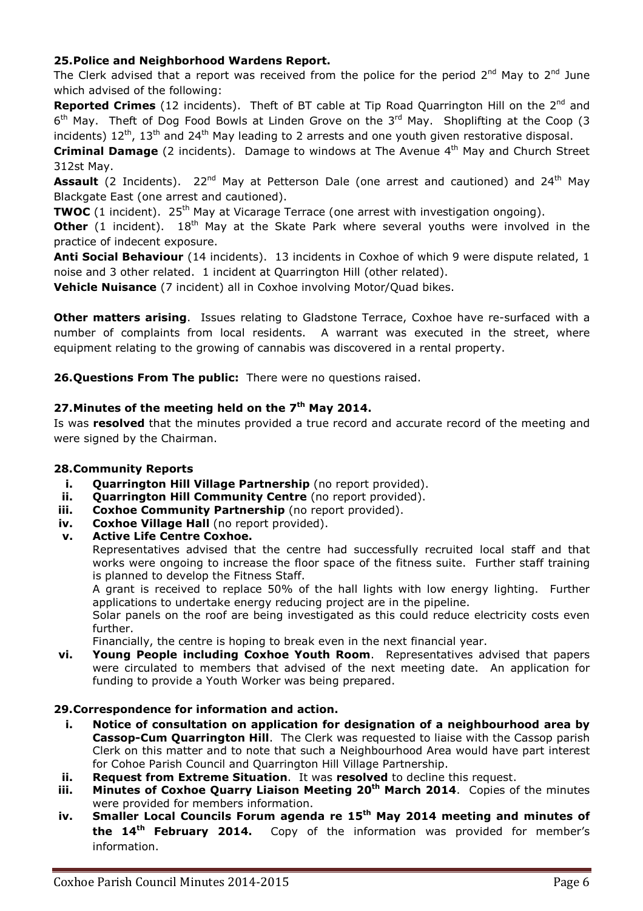**25. Police and Neighborhood Wardens Report.**

The Clerk advised that a report was received from the police for the period 2nd May to 2nd June which advised of the following:

**Reported Crimes** (12 incidents). Theft of BT cable at Tip Road Quarrington Hill on the 2nd and 6th May. Theft of Dog Food Bowls at Linden Grove on the 3rd May. Shoplifting at the Coop (3 incidents) 12th, 13th and 24th May leading to 2 arrests and one youth given restorative disposal.

**Criminal Damage** (2 incidents). Damage to windows at The Avenue 4th May and Church Street 312st May.

**Assault** (2 Incidents). 22nd May at Petterson Dale (one arrest and cautioned) and 24th May Blackgate East (one arrest and cautioned).

**TWOC** (1 incident). 25th May at Vicarage Terrace (one arrest with investigation ongoing).

**Other** (1 incident). 18th May at the Skate Park where several youths were involved in the practice of indecent exposure.

**Anti Social Behaviour** (14 incidents). 13 incidents in Coxhoe of which 9 were dispute related, 1 noise and 3 other related. 1 incident at Quarrington Hill (other related).

**Vehicle Nuisance** (7 incident) all in Coxhoe involving Motor/Quad bikes.

**Other matters arising**. Issues relating to Gladstone Terrace, Coxhoe have re-surfaced with a number of complaints from local residents. A warrant was executed in the street, where equipment relating to the growing of cannabis was discovered in a rental property.

**26. Questions From The public:** There were no questions raised.

**27. Minutes of the meeting held on the 7th May 2014.**

Is was **resolved** that the minutes provided a true record and accurate record of the meeting and were signed by the Chairman.

**28. Community Reports**

i. **Quarrington Hill Village Partnership** (no report provided).
ii. **Quarrington Hill Community Centre** (no report provided).
iii. **Coxhoe Community Partnership** (no report provided).
iv. **Coxhoe Village Hall** (no report provided).
v. **Active Life Centre Coxhoe.**
   Representatives advised that the centre had successfully recruited local staff and that works were ongoing to increase the floor space of the fitness suite. Further staff training is planned to develop the Fitness Staff.
   A grant is received to replace 50% of the hall lights with low energy lighting. Further applications to undertake energy reducing project are in the pipeline.
   Solar panels on the roof are being investigated as this could reduce electricity costs even further.
   Financially, the centre is hoping to break even in the next financial year.
vi. **Young People including Coxhoe Youth Room**. Representatives advised that papers were circulated to members that advised of the next meeting date. An application for funding to provide a Youth Worker was being prepared.

**29. Correspondence for information and action.**

i. **Notice of consultation on application for designation of a neighbourhood area by Cassop-Cum Quarrington Hill**. The Clerk was requested to liaise with the Cassop parish Clerk on this matter and to note that such a Neighbourhood Area would have part interest for Cohoe Parish Council and Quarrington Hill Village Partnership.
ii. **Request from Extreme Situation**. It was **resolved** to decline this request.
iii. **Minutes of Coxhoe Quarry Liaison Meeting 20th March 2014**. Copies of the minutes were provided for members information.
iv. **Smaller Local Councils Forum agenda re 15th May 2014 meeting and minutes of the 14th February 2014.** Copy of the information was provided for member's information.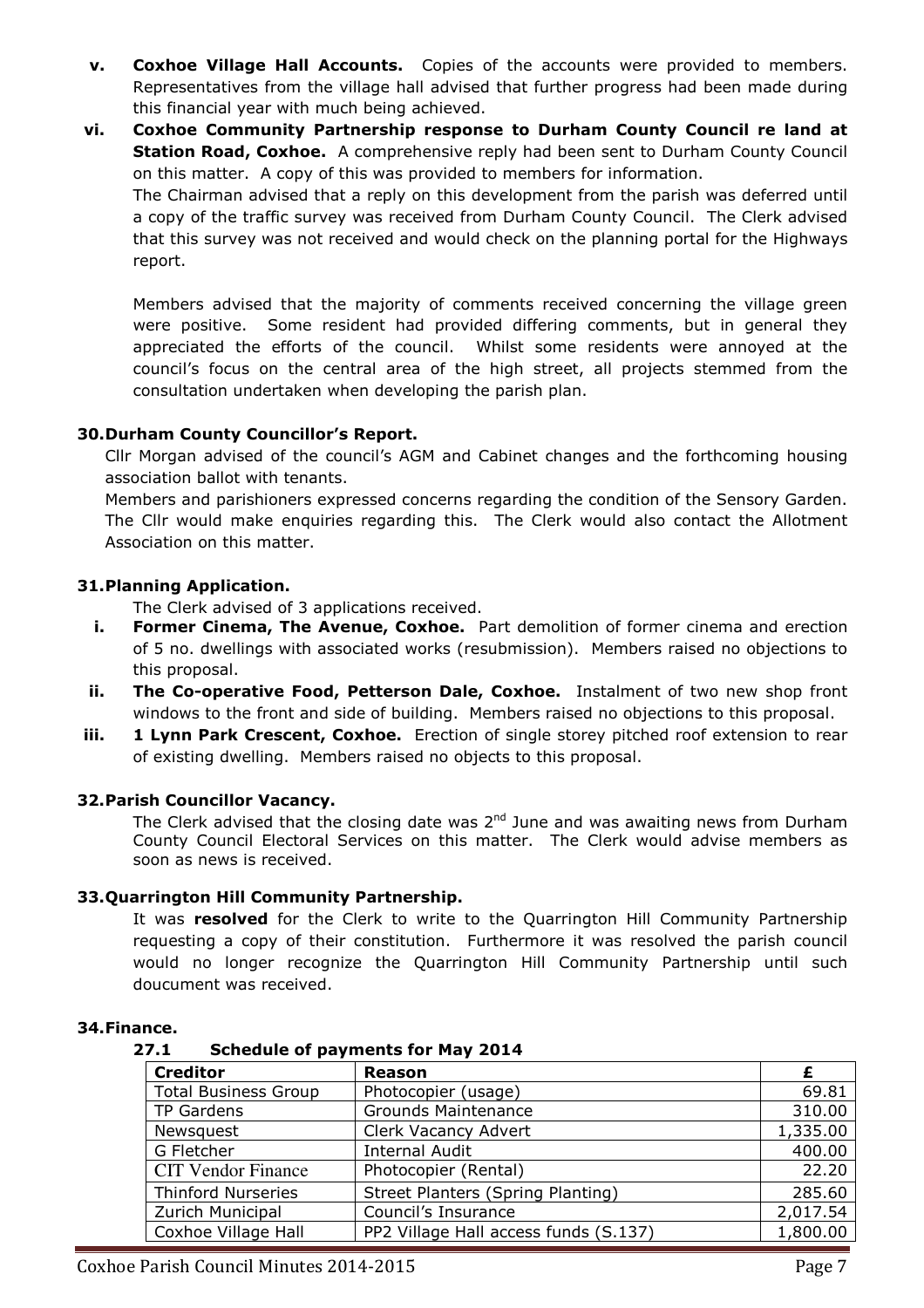- **v. Coxhoe Village Hall Accounts.** Copies of the accounts were provided to members. Representatives from the village hall advised that further progress had been made during this financial year with much being achieved.
- **vi. Coxhoe Community Partnership response to Durham County Council re land at Station Road, Coxhoe.** A comprehensive reply had been sent to Durham County Council on this matter. A copy of this was provided to members for information.

  The Chairman advised that a reply on this development from the parish was deferred until a copy of the traffic survey was received from Durham County Council. The Clerk advised that this survey was not received and would check on the planning portal for the Highways report.

  Members advised that the majority of comments received concerning the village green were positive. Some resident had provided differing comments, but in general they appreciated the efforts of the council. Whilst some residents were annoyed at the council's focus on the central area of the high street, all projects stemmed from the consultation undertaken when developing the parish plan.

### 30. Durham County Councillor's Report.

Cllr Morgan advised of the council's AGM and Cabinet changes and the forthcoming housing association ballot with tenants.

Members and parishioners expressed concerns regarding the condition of the Sensory Garden. The Cllr would make enquiries regarding this. The Clerk would also contact the Allotment Association on this matter.

### 31. Planning Application.

The Clerk advised of 3 applications received.

- **i. Former Cinema, The Avenue, Coxhoe.** Part demolition of former cinema and erection of 5 no. dwellings with associated works (resubmission). Members raised no objections to this proposal.
- **ii. The Co-operative Food, Petterson Dale, Coxhoe.** Instalment of two new shop front windows to the front and side of building. Members raised no objections to this proposal.
- **iii. 1 Lynn Park Crescent, Coxhoe.** Erection of single storey pitched roof extension to rear of existing dwelling. Members raised no objects to this proposal.

### 32. Parish Councillor Vacancy.

The Clerk advised that the closing date was 2nd June and was awaiting news from Durham County Council Electoral Services on this matter. The Clerk would advise members as soon as news is received.

### 33. Quarrington Hill Community Partnership.

It was **resolved** for the Clerk to write to the Quarrington Hill Community Partnership requesting a copy of their constitution. Furthermore it was resolved the parish council would no longer recognize the Quarrington Hill Community Partnership until such doucument was received.

### 34. Finance.

#### 27.1 Schedule of payments for May 2014

| Creditor | Reason | £ |
|---|---|---|
| Total Business Group | Photocopier (usage) | 69.81 |
| TP Gardens | Grounds Maintenance | 310.00 |
| Newsquest | Clerk Vacancy Advert | 1,335.00 |
| G Fletcher | Internal Audit | 400.00 |
| CIT Vendor Finance | Photocopier (Rental) | 22.20 |
| Thinford Nurseries | Street Planters (Spring Planting) | 285.60 |
| Zurich Municipal | Council's Insurance | 2,017.54 |
| Coxhoe Village Hall | PP2 Village Hall access funds (S.137) | 1,800.00 |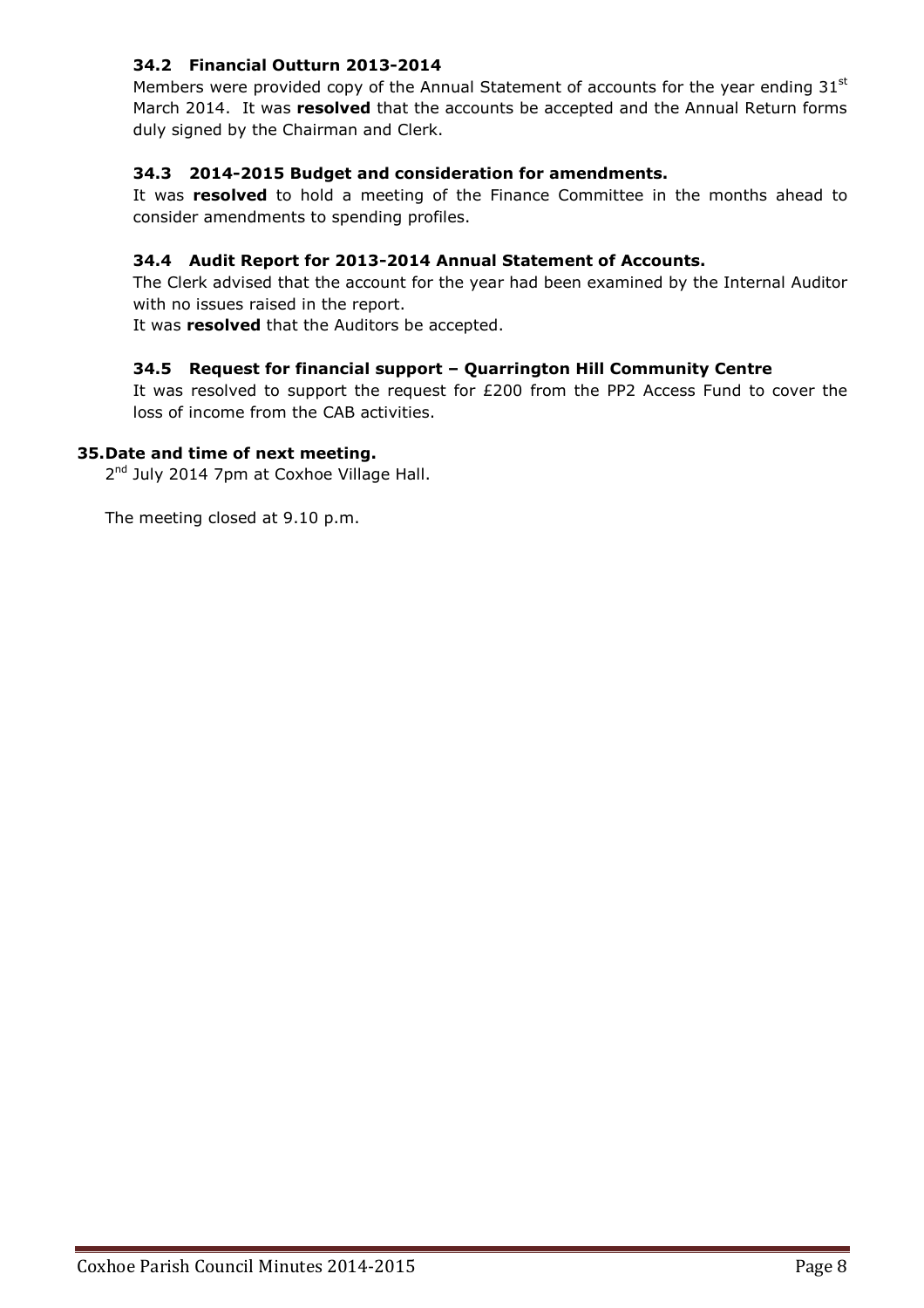### 34.2 Financial Outturn 2013-2014

Members were provided copy of the Annual Statement of accounts for the year ending 31st March 2014. It was **resolved** that the accounts be accepted and the Annual Return forms duly signed by the Chairman and Clerk.

### 34.3 2014-2015 Budget and consideration for amendments.

It was **resolved** to hold a meeting of the Finance Committee in the months ahead to consider amendments to spending profiles.

### 34.4 Audit Report for 2013-2014 Annual Statement of Accounts.

The Clerk advised that the account for the year had been examined by the Internal Auditor with no issues raised in the report.

It was **resolved** that the Auditors be accepted.

### 34.5 Request for financial support – Quarrington Hill Community Centre

It was resolved to support the request for £200 from the PP2 Access Fund to cover the loss of income from the CAB activities.

## 35. Date and time of next meeting.

2nd July 2014 7pm at Coxhoe Village Hall.

The meeting closed at 9.10 p.m.